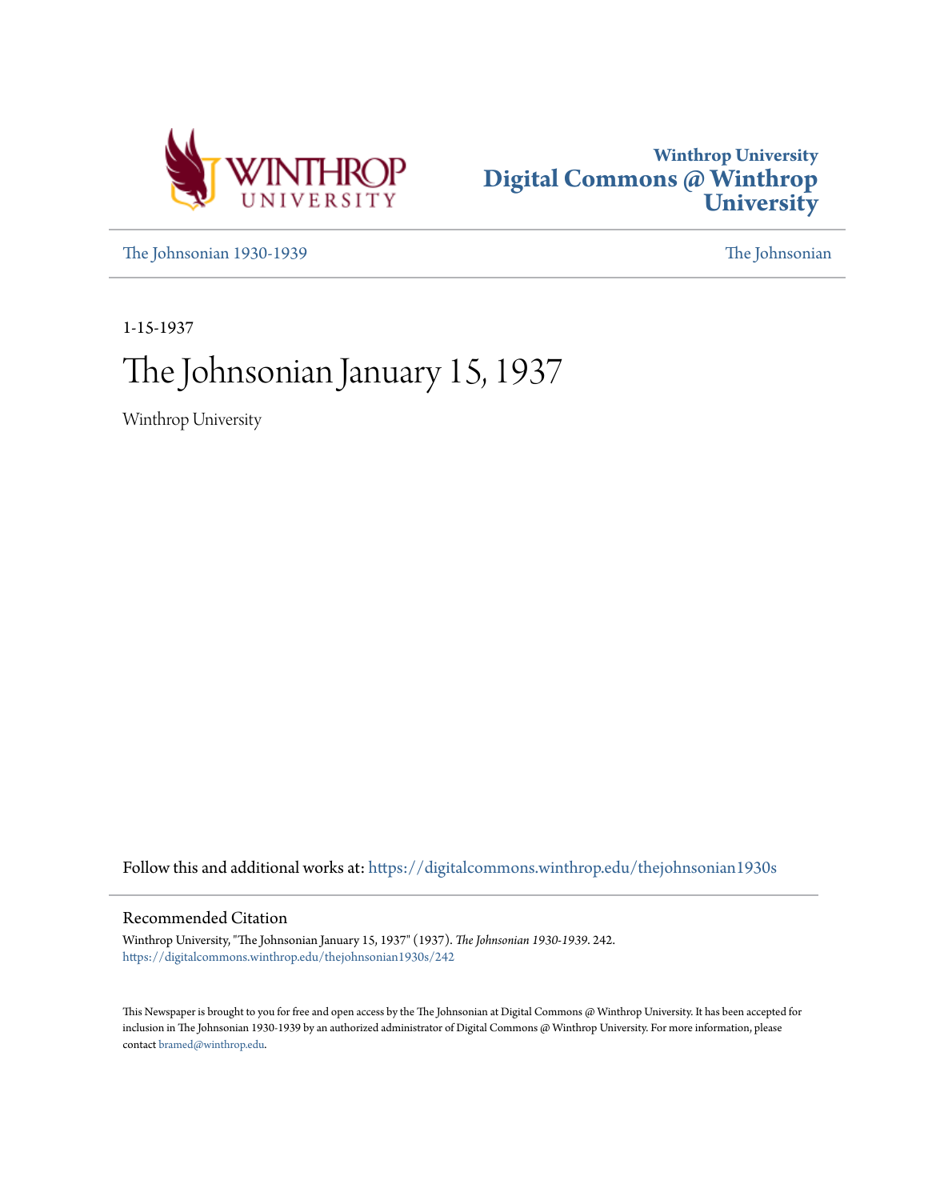Winthrop University
# Digital Commons @ Winthrop University

The Johnsonian 1930-1939 | The Johnsonian

1-15-1937

# The Johnsonian January 15, 1937

Winthrop University

Follow this and additional works at: https://digitalcommons.winthrop.edu/thejohnsonian1930s

## Recommended Citation

Winthrop University, "The Johnsonian January 15, 1937" (1937). *The Johnsonian 1930-1939*. 242.
https://digitalcommons.winthrop.edu/thejohnsonian1930s/242

This Newspaper is brought to you for free and open access by the The Johnsonian at Digital Commons @ Winthrop University. It has been accepted for inclusion in The Johnsonian 1930-1939 by an authorized administrator of Digital Commons @ Winthrop University. For more information, please contact bramed@winthrop.edu.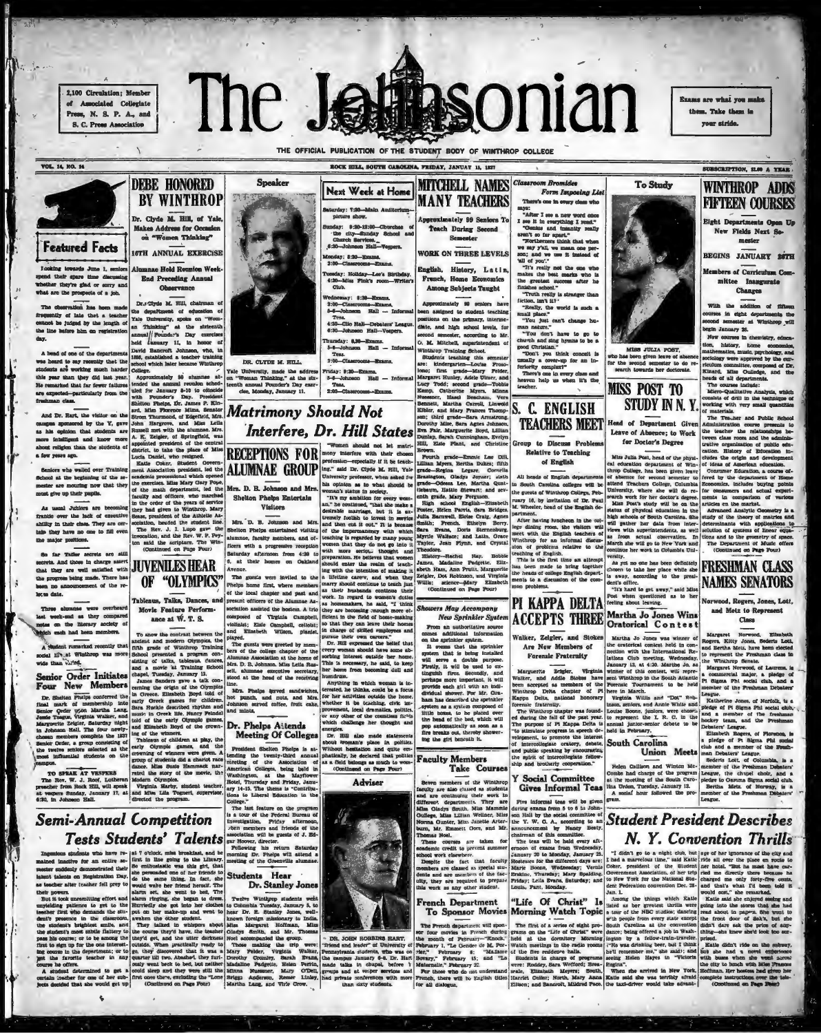2,100 Circulation; Member of Associated Collegiate Press, N. S. P. A., and S. C. Press Association

# The Johnsonian

Exams are what you make them. Take them in your stride.

THE OFFICIAL PUBLICATION OF THE STUDENT BODY OF WINTHROP COLLEGE

VOL. 14, NO. 14 — ROCK HILL, SOUTH CAROLINA, FRIDAY, JANUARY 15, 1937 — SUBSCRIPTION, $1.00 A YEAR

## Featured Facts

Looking towards June 1, seniors spend their spare time discussing whether they're glad or sorry and what are the prospects of a job.

The observation has been made frequently of late that a teacher cannot be judged by the length of the line before him on registration day.

A head of one of the departments was heard to say recently that the students are working much harder this year than they did last year. He remarked that far fewer failures are expected—particularly from the freshman class.

And Dr. Hart, the visitor on the campus sponsored by the Y, gave as his opinion that students are more intelligent and know more about religion than the students of a few years ago.

Seniors who walked over Training School at the beginning of the semester are mourning now that they must give up their pupils.

As usual Juniors are becoming frantic over the lack of executive ability in their class. They are certain they have no one to fill even the major positions.

So far Tatler secrets are still secrets. And those in charge assert that they are well satisfied with the progress being made. There has been no announcement of the release date.

Three alumnae were overheard last week-end as they compared notes on the literary society of which each had been members.

A student remarked recently that social life at Winthrop was more wide than varied.

### Senior Order Initiates Four New Members

Dr. Shelton Phelps conferred the final mark of membership into Senior Order upon Martha Lang, Jessie Teague, Virginia Walker, and Marguerite Zeigler, Saturday night in Johnson Hall. The four newly-chosen members complete the 1937 Senior Order, a group consisting of the twelve seniors selected as the most influential students on the campus.

### TO SPEAK AT VESPERS

The Rev. W. J. Roof, Lutheran preacher from Rock Hill, will speak at vespers Sunday, January 17, at 6:30, in Johnson Hall.

## DEBE HONORED BY WINTHROP

**Dr. Clyde M. Hill, of Yale, Makes Address for Occasion on "Women Thinking"**

### 16TH ANNUAL EXERCISE

**Alumnae Hold Reunion Week-End Preceding Annual Observance**

Dr. Clyde M. Hill, chairman of the department of education of Yale University, spoke on "Women Thinking" at the sixteenth annual Founder's Day exercises held January 11, in honor of David Bancroft Johnson, who, in 1886, established a teacher training school which later became Winthrop College.

Approximately 80 alumnae attended the annual reunion scheduled for January 8-10 to coincide with Founder's Day. President Shelton Phelps, Dr. James P. Kinard, Miss Florence Mims, Senator Strom Thurmond, of Edgefield, Mrs. John Hargrove, and Miss Leila Russell met with the alumnae. Mrs. A. K. Zeigler, of Springfield, was appointed president of the central district, to take the place of Miss Lucia Daniel, who resigned.

Katie Coker, Student Government Association president, led the academic processional which opened the exercises. Miss Mary Cary Pope, of the math department, led the faculty and officers who marched in the order of the years of service they had given to Winthrop. Mary Sease, president of the Athletic Association, headed the student line. The Rev. J. J. Lupo gave the invocation, and the Rev. W. P. Peyton read the scripture. The Win-

(Continued on Page Four)

## JUVENILES HEAR OF "OLYMPICS"

**Tableaus, Talks, Dances, and Movie Feature Performance at W. T. S.**

To show the contrast between the ancient and modern Olympics, the fifth grade of Winthrop Training School presented a program consisting of talks, tableaus, dances, and a movie at Training School chapel, Tuesday, January 12.

James Sanders gave a talk concerning the origin of the Olympics in Greece. Elizabeth Boyd told of early Greek games for children. Sara Huckle described rhythm and music in Greek life. Nancy Felder told of the early Olympic games, and Elizabeth Boyd of the crowning of the winners.

Tableaus of children at play, the early Olympic games, and the crowning of winners were given. A group of students did a chariot race dance. Miss Susie Hammack narrated the story of the movie, the Modern Olympics.

Virginia Marby, student teacher, and Miss Lila Tognert, supervisor, directed the program.

## Speaker

DR. CLYDE M. HILL

Yale University, made the address on "Women Thinking," at the sixteenth annual Founder's Day exercise, Monday, January 11.

## RECEPTIONS FOR ALUMNAE GROUP

**Mrs. D. B. Johnson and Mrs. Shelton Phelps Entertain Visitors**

Mrs. D. B. Johnson and Mrs. Shelton Phelps entertained visiting alumnae, faculty members, and officers with a progressive reception Saturday afternoon from 4:30 to 6, at their homes on Oakland Avenue.

The guests were invited to the Phelps home first, where members of the local chapter and past and present officers of the Alumnae Association assisted the hostess. A trio composed of Virginia Campbell, violinist; Elsie Campbell, cellist; and Elizabeth Wilson, pianist, played.

The guests were greeted by members of the college chapter of the Alumnae Association at the home of Mrs. D. B. Johnson. Miss Leila Russell, alumnae executive secretary, stood at the head of the receiving line.

Mrs. Phelps served sandwiches, hot punch, and nuts, and Mrs. Johnson served coffee, fruit cake, and mints.

## Dr. Phelps Attends Meeting Of Colleges

President Shelton Phelps is attending the twenty-third annual meeting of the Association of American Colleges, being held in Washington, at the Mayflower Hotel, Thursday and Friday, January 14-15. The theme is "Contributions to Liberal Education in the College."

The last feature on the program is a tour of the Federal Bureau of Investigation, Friday afternoon, when members and friends of the association will be guests of J. Edgar Hoover, director.

Following his return Saturday morning Dr. Phelps will attend a meeting of the Greenville alumnae.

## Next Week at Home

Saturday: 7:30—Main Auditorium—picture show.

Sunday: 9:30-12:00—Churches of the city—Sunday School and Church Services.
6:30—Johnson Hall—Vespers.

Monday: 8:30—Exams.
2:00—Classrooms—Exams.

Tuesday: Holiday—Lee's Birthday.
4:30—Miss Pink's room—Writer's Club.

Wednesday: 8:30—Exams.
2:00—Classrooms—Exams.
5-6—Johnson Hall — Informal Teas.
4:30—Clio Hall—Debaters' League.
6:30—Johnson Hall—Vespers.

Thursday: 8:30—Exams.
5-6—Johnson Hall — Informal Teas.
2:00—Classrooms—Exams.

Friday: 8:30—Exams.
5-6—Johnson Hall — Informal Teas.
2:00—Classrooms—Exams.

## Matrimony Should Not Interfere, Dr. Hill States

"Women should not let matrimony interfere with their chosen profession—especially if it be teaching," said Dr. Clyde M. Hill, Yale University professor, when asked for his opinion as to what should be woman's status in society.

"It's my ambition for every woman," he continued, "that she make a desirable marriage, but it is extremely foolish to invest in service and then cut it out." It is because of the impermanency with which teaching is regarded by many young women that they do not go into it with more serious thought and preparation. He believes that women should enter the realm of teaching with the intention of making it a lifetime career, and when they marry should continue to teach just as their husbands continue their work. In regard to women's duties as homemakers, he said, "I think they are becoming enough more efficient in the field of home-making so that they can leave their homes in charge of skilled employees and pursue their own careers."

Dr. Hill expressed the belief that every woman should have some absorbing interest outside her home. This is necessary, he said, to keep her home from becoming dull and humdrum.

Anything in which woman is interested, he thinks, could be a focus for her activities outside the home, whether it be teaching, civic improvement, local dramatics, politics, or any other of the countless fields which challenge her thought and energies.

Dr. Hill also made statements about woman's place in politics. Without hesitation and quite emphatically, he declared that politics as a field belongs as much to wom-

(Continued on Page Four)

## Adviser

DR. JOHN ROBBINS HART,

"friend and leader" of University of Pennsylvania students, who was on the campus January 6-8. Dr. Hart made talks in chapel, before Y groups and at vesper services and had private conferences with more than sixty students.

## MITCHELL NAMES MANY TEACHERS

**Approximately 90 Seniors To Teach During Second Semester**

### WORK ON THREE LEVELS

**English, History, Latin, French, Home Economics Among Subjects Taught**

Approximately 90 seniors have been assigned to student teaching positions on the primary, intermediate, and high school levels, for second semester, according to Mr. O. M. Mitchell, superintendent of Winthrop Training School.

Students teaching this semester are: kindergarten—Louise Prosolono; first grade—Mary Felder, Margaret Hunley, Adele Utzer, and Lucy Todd; second grade—Tobie Kemp, Catherine Myers, Minna Nuessner, Hazel Beacham, Vera Bennett, Martha Carroll, Linwood Kibler, and Mary Frances Thompson; third grade—Sara Armstrong, Dorothy Mize, Sara Agnes Johnson, Eva Fair, Marguerite Boyd, Lillian Dunlap, Sarah Cunningham, Evelyn Hill, Elsie Plant, and Christine Brown.

Fourth grade—Emmie Lee Dill, Lillian Myers, Bertha Dukes; fifth grade—Regina Legare, Cornelia Brazington, Gladys Joyner; sixth grade—Odessa Lee, Martha Quattlebaum, Hattie Stewart; and seventh grade, Mary Ferguson.

High school English—Elizabeth Foster, Helen Parris, Sara Bridges, Julia Barnwell, Eloise Craig, Agnes Smith; French, Ethelyn Berry, Sara Evans, Doris Surrendorg, Myrtle Wallace; and Latin, Grace Taylor, Jean Flynn, and Crystal Theodore.

History—Rachel Hay, Bobbie James, Madaline Padgette, Elizabeth Ham, Ann Pruitt, Marguerite Zeigler, Dot Robinson, and Virginia Willis; science—Mary Elizabeth

(Continued on Page Four)

## Showers May Accompany New Sprinkler System

From an authoritative source comes additional information on the sprinkler system.

It seems that the sprinkler system that is being installed will serve a double purpose. Firstly, it will be used to extinguish fires. Secondly, and perhaps more important, it will provide each girl with an individual shower. For Mr. Graham has described the sprinkler system as a system composed of little hoses, to be placed over the head of the bed, which will pop automatically as soon as a fire breaks out, thereby showering the girl beneath it.

## Faculty Members Take Courses

Seven members of the Winthrop faculty are also classed as students and are continuing their work in different departments. They are Miss Gladys Smith, Miss Mammie College, Miss Lillian Wellner, Miss Norma Gunter, Miss Janette Arterburn, Mr. Emmett Gore, and Mr. Thomas Noel.

These courses are taken for academic credit to prevent summer school work elsewhere.

Despite the fact that faculty members are classed as special students and are members of the faculty, they are required to prepare this work as any other student.

## French Department To Sponsor Movies

The French department will sponsor four movies in French during the month of February—"Knock," February 1, "Le Gendre de M. Poirier," February 8; "Madame Bovary," February 15; and "La Maternelle," February 22.

For those who do not understand French, there will be English titles for all dialogue.

## Classroom Bromides

**Form Imposing List**

There's one in every class who says:

"After I see a new word once I see it in everything I read."

"Genius and insanity really aren't so far apart."

"Northerners think that when we say y'all, we mean one person; and we use it instead of 'all of you'."

"It's really not the one who makes the best marks who is the greatest success after he finishes school."

"Truth really is stranger than fiction, isn't it?"

"Really, the world is such a small place."

"You just can't change human nature."

"You don't have to go to church and sing hymns to be a good Christian."

"Don't you think conceit is usually a cover-up for an inferiority complex?"

There's one in every class and heaven help us when it's the teacher.

## S. C. ENGLISH TEACHERS MEET

**Group to Discuss Problems Relative to Teaching of English**

All heads of English departments in South Carolina colleges will be the guests of Winthrop College, February 16, by invitation of Dr. Paul M. Wheeler, head of the English department.

After having luncheon in the college dining room, the visitors will meet with the English teachers of Winthrop for an informal discussion of problems relative to the teaching of English.

This is the first time an attempt has been made to bring together the heads of college English departments to a discussion of the common problems.

## PI KAPPA DELTA ACCEPTS THREE

**Walker, Zeigler, and Stokes Are New Members of Forensic Fraternity**

Marguerite Zeigler, Virginia Walker, and Addie Stokes have been accepted as members of the Winthrop Delta chapter of Pi Kappa Delta, national honorary forensic fraternity.

The Winthrop chapter was founded during the fall of the past year. The purpose of Pi Kappa Delta is "to stimulate progress in speech development, to promote the interest of intercollegiate oratory, debate, and public speaking by encouraging the spirit of intercollegiate fellowship and brotherly cooperation."

## Y Social Committee Gives Informal Teas

Five informal teas will be given during exams from 5 to 6 in Johnson Hall by the social committee of the Y. W. C. A., according to an announcement by Nancy Beatty, chairman of this committee.

The teas will be held every afternoon of exams from Wednesday, January 20 to Monday, January 25. Hostesses for the different days are: Marie Boone, Wednesday; Vernie Erskine, Thursday; Mary Spalding, Friday; Leila Evans, Saturday; and Louis Pant, Monday.

## "Life Of Christ" Is Morning Watch Topic

The first of a series of eight programs on the "Life of Christ" were held at the dormitory Morning Watch meetings in the radio rooms of the residence halls.

Students in charge of programs were: Roddey, Sara Wofford; Breazeale, Elizabeth Meyers; South, Harriet Cutler; North, Mary Anna Ellison; and Bancroft, Mildred Pace.

## To Study

MISS JULIA POST,

who has been given leave of absence for the second semester to do research towards her doctorate.

## MISS POST TO STUDY IN N. Y.

**Head of Department Given Leave of Absence; to Work for Doctor's Degree**

Miss Julia Post, head of the physical education department of Winthrop College, has been given leave of absence for second semester to attend Teachers College, Columbia University, where she will do research work for her doctor's degree.

Miss Post's study will be on the status of physical education in the high schools of South Carolina. She will gather her data from interviews with superintendents, as well as from actual observation. In March she will go to New York and continue her work in Columbia University.

As yet no one has been definitely chosen to take her place while she is away, according to the president's office.

"It's hard to get away," said Miss Post when questioned as to her feeling about leaving.

## Martha Jo Jones Wins Oratorical Contest

Martha Jo Jones was winner of the oratorical contest held in connection with the International Relations Club meeting, Wednesday, January 13, at 4:30. Martha Jo, as winner of this contest, will represent Winthrop in the South Atlantic Forensic Tournament to be held here in March.

Virginia Willis and "Dot" Robinson, seniors, and Annie White and Louise Boone, juniors, were chosen to represent the I. R. C. in the annual junior-senior debate to be held in February.

## South Carolina Union Meets

Helen Callison and Winton McCombs had charge of the program at the meeting of the South Carolina Union, Tuesday, January 12. A social hour followed the program.

## WINTHROP ADDS FIFTEEN COURSES

**Eight Departments Open Up New Fields Next Semester**

### BEGINS JANUARY 26TH

**Members of Curriculum Committee Inaugurate Changes**

With the addition of fifteen courses in eight departments the second semester at Winthrop will begin January 26.

New courses in chemistry, education, history, home economics, mathematics, music, psychology and sociology were approved by the curriculum committee, composed of Dr. Kinard, Miss Culledge, and the heads of all departments.

The courses include:

Micro-Qualitative Analysis, which consists of drill in the technique of working with very small quantities of materials.

The Teacher and Public School Administration course presents to the teachers the relationships between class rooms and the administrative organization of public education. History of Education includes the origin and development of ideas of American education.

Consumer Education, a course offered by the department of Home Economics, includes buying points for consumers and actual experiments in comparison of various articles on the market.

Advanced Analytic Geometry is a study of the theory of matrices and determinants with applications to solution of systems of linear equations and to the geometry of space. The Department of Music offers

(Continued on Page Four)

## FRESHMAN CLASS NAMES SENATORS

**Norwood, Rogers, Jones, Lott, and Metz to Represent Class**

Margaret Norwood, Elizabeth Rogers, Kitty Jones, Sederis Lott, and Bertha Metz have been elected to represent the Freshman class in the Winthrop Senate.

Margaret Norwood, of Laurens, is commercial major, a pledge of Pi Sigma Phi social club, and a member of the Freshman Debaters' League.

Katherine Jones, of Norfolk, is a pledge of Pi Sigma Phi social club, and a member of the freshman hockey team, and the Freshman Debaters' League.

Elizabeth Rogers, of Florence, is a pledge of Pi Sigma Phi social club and a member of the Freshman Debaters' League.

Sederis Lott, of Columbia, is a member of the Freshman Debaters' League, the chapel choir, and a pledge to Gamma Sigma social club.

Bertha Metz, of Norway, is a member of the Freshman Debaters' League.

## Semi-Annual Competition Tests Students' Talents

Ingenious students who have remained inactive for an entire semester suddenly demonstrated their latent talents on Registration Day, as teacher after teacher fell prey to their powers.

But it took unremitting effort and unyielding patience to get to the teacher first who demands the student's presence in the classroom, the student's brightest smile, and the student's most subtle flattery to pass his course; or to be among the first to sign up for the one interesting course in the department; or to get the favorite teacher in any course he offers.

A student determined to get a certain teacher for one of her subjects decided that she would get up at 7 o'clock, miss breakfast, and be first in line going to the library. So enthusiastic was this girl, that she persuaded one of her friends to do the same thing. In fact, she would wake her friend herself. The alarm set, she went to bed. The alarm ringing, she began to dress. Hurriedly she got into her clothes, put on her make-up and went to awaken the other student.

They talked in whispers about the course they've taken, the teacher they'd get, and the utter darkness outside. When practically ready to go, they discovered that it was a quarter till two. Abashed, they furiously went back to bed, but neither could sleep and they were still the first ones there, excluding the "Lone

(Continued on Page Four)

## Students Hear Dr. Stanley Jones

Twelve Winthrop students went to Columbia Tuesday, January 5, to hear Dr. E. Stanley Jones, well-known foreign missionary to India. Miss Margaret Hoffman, Miss Gladys Smith, and Mr. Thomas Noel accompanied the group.

Those making the trip were: Mary Felder, Virginia Walker, Dorothy Cromley, Sarah Evans, Madaline Padgette, Helen Perrin, Minna Nuessner, Mary O'Dell, Briggs Anderson, Renner Linley, Martha Lang, and Virle Crow.

## Student President Describes N. Y. Convention Thrills

"I didn't go to a night club, but I had a marvelous time," said Katie Coker, president of the Student Government Association, of her trip to New York for the National Student Federation convention Dec. 28-Jan. 1.

Among the things which Katie listed as her greatest thrills were a tour of the NBC studios; dancing with people from every state except South Carolina at the convention dance; being offered a job in Washington by a fellow-train-traveler. ("He was drinking beer, but I think he'll remember me," she said); and seeing Helen Hayes in "Victoria Regina".

When she arrived in New York, Katie said she was terribly afraid the taxi-driver would take advantage of her ignorance of the city and ride all over the place en route to her hotel. "But he must have carried me directly there because he charged me only forty-five cents, and that's what I'd been told it would cost," she remarked.

Katie said she enjoyed seeing and going into the stores that she had read about in papers. She went to the front door of Saks, but she didn't dare ask the price of anything—she knew she'd be too surprised.

Katie didn't ride on the subway, but she had a novel experience with buses when she went across the city to lunch with Miss Frances Hoffman. Her hostess had given her complete instructions over the tele-

(Continued on Page Four)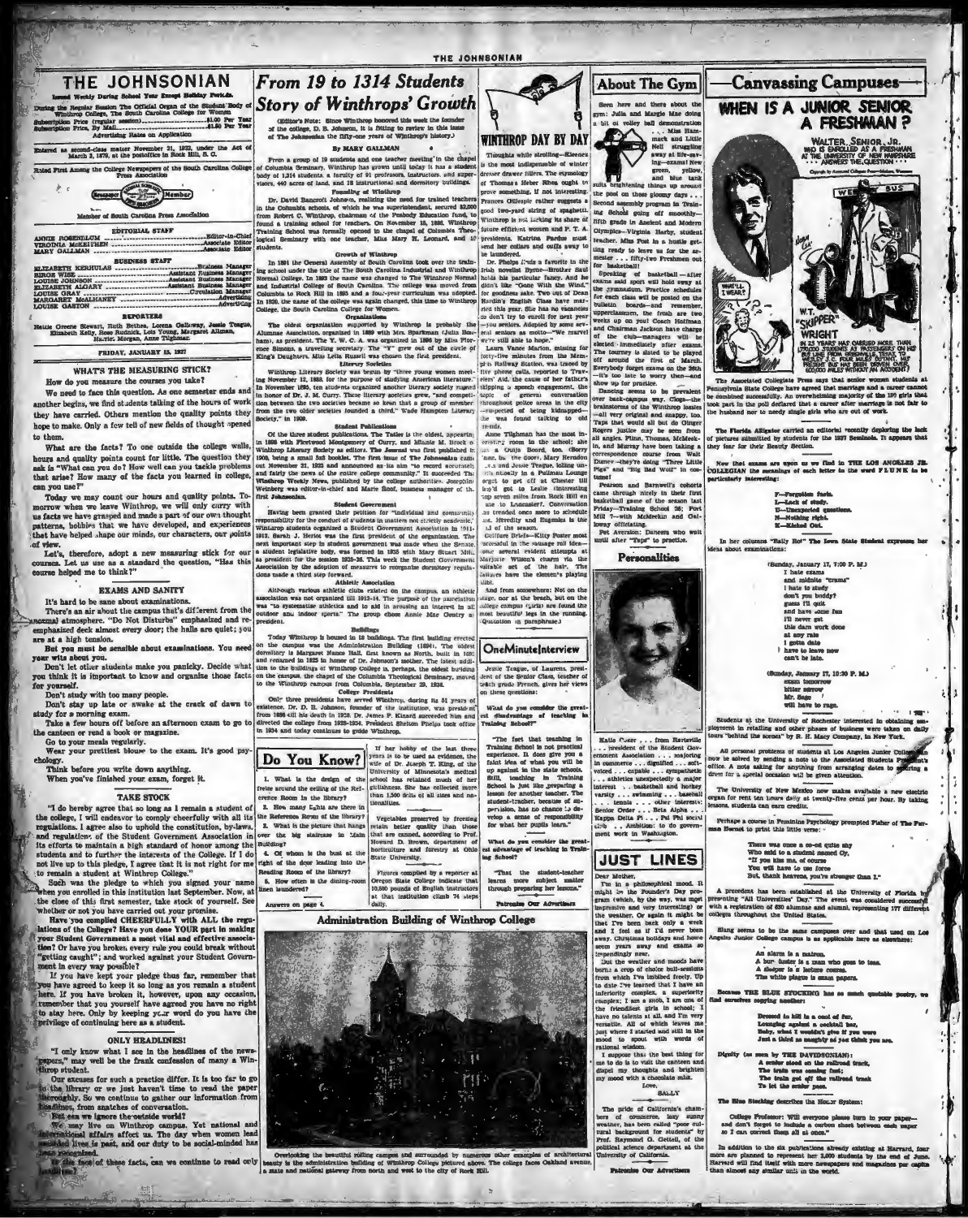# THE JOHNSONIAN

Issued Weekly During School Year Except Holiday Periods

During the Regular Session The Official Organ of the Student Body of Winthrop College, The South Carolina College for Women

Subscription Price (regular session) .......$1.00 Per Year
Subscription Price, By Mail.......$1.50 Per Year
Advertising Rates on Application

Entered as second-class matter November 21, 1923, under the Act of March 3, 1879, at the postoffice in Rock Hill, S. C.

Rated First Among the College Newspapers of the South Carolina College Press Association

Member of South Carolina Press Association

### EDITORIAL STAFF

ANNIE ROSENBLUM .......Editor-in-Chief
VIRGINIA McKEITHEN .......Associate Editor
MARY GALLMAN .......Associate Editor

### BUSINESS STAFF

ELIZABETH KERHULAS .......Business Manager
BIRGE WISE .......Assistant Business Manager
LOUISE JOHNSON .......Assistant Business Manager
ELIZABETH ALGARY .......Assistant Business Manager
LOUISE GRAY .......Circulation Manager
MARGARET McALHANEY .......Advertising
LOUISE GASTON .......Advertising

### REPORTERS

Hattie Greene Stewart, Ruth Bethea, Lorena Galloway, Jessie Teague, Elizabeth Kelly, Rose Rudnick, Lois Young, Margaret Allman, Harriet Morgan, Anne Tilghman.

FRIDAY, JANUARY 15, 1937

## WHAT'S THE MEASURING STICK?

How do you measure the courses you take?

We need to face this question. As one semester ends and another begins, we find students talking of the hours of work they have carried. Others mention the quality points they hope to make. Only a few tell of new fields of thought opened to them.

What are the facts? To one outside the college walls, hours and quality points count for little. The question they ask is "What can you do? How well can you tackle problems that arise? How many of the facts you learned in college, can you use?"

Today we may count our hours and quality points. Tomorrow when we leave Winthrop, we will only carry with us facts we have grasped and made a part of our own thought patterns, hobbies that we have developed, and experiences that have helped shape our minds, our characters, our points of view.

Let's, therefore, adopt a new measuring stick for our courses. Let us use as a standard the question, "Has this course helped me to think?"

## EXAMS AND SANITY

It's hard to be sane about examinations.

There's an air about the campus that's different from the normal atmosphere. "Do Not Disturb" emphasized and re-emphasized deck almost every door; the halls are quiet; you are at a high tension.

But you must be sensible about examinations. You need your wits about you.

Don't let other students make you panicky. Decide what you think it is important to know and organize those facts for yourself.

Don't study with too many people.

Don't stay up late or awake at the crack of dawn to study for a morning exam.

Take a few hours off before an afternoon exam to go to the canteen or read a book or magazine.

Go to your meals regularly.

Wear your prettiest blouse to the exam. It's good psychology.

Think before you write down anything.

When you've finished your exam, forget it.

## TAKE STOCK

"I do hereby agree that so long as I remain a student of the College, I will endeavor to comply cheerfully with all its regulations. I agree also to uphold the constitution, by-laws, and regulations of the Student Government Association in its efforts to maintain a high standard of honor among the students and to further the interests of the College. If I do not live up to this pledge, I agree that it is not right for me to remain a student at Winthrop College."

Such was the pledge to which you signed your name when you enrolled in this institution last September. Now, at the close of this first semester, take stock of yourself. See whether or not you have carried out your promise.

Have you complied CHEERFULLY with ALL the regulations of the College? Have you done YOUR part in making your Student Government a most vital and effective association? Or have you broken every rule you could break without "getting caught"; and worked against your Student Government in every way possible?

If you have kept your pledge thus far, remember that you have agreed to keep it so long as you remain a student here. If you have broken it, however, upon any occasion, remember that you yourself have agreed you have no right to stay here. Only by keeping your word do you have the privilege of continuing here as a student.

## ONLY HEADLINES!

"I only know what I see in the headlines of the newspapers," may well be the frank confession of many a Winthrop student.

Our excuses for such a practice differ. It is too far to go to the library or we just haven't time to read the paper thoroughly. So we continue to gather our information from headlines, from snatches of conversation.

But can we ignore the outside world?

We may live on Winthrop campus. Yet national and international affairs affect us. The day when women lead secluded lives is past, and our duty to be social-minded has been recognized.

In the face of these facts, can we continue to read only headlines?

# From 19 to 1314 Students Story of Winthrop's Growth

(Editor's Note: Since Winthrop honored this week the founder of the college, D. B. Johnson, it is fitting to review in this issue of The Johnsonian the fifty-one years of Winthrop's history.)

By MARY GALLMAN

From a group of 19 students and one teacher meeting in the chapel of Columbia Seminary, Winthrop has grown until today it has a student body of 1,314 students, a faculty of 91 professors, instructors, and supervisors, 440 acres of land, and 18 instructional and dormitory buildings.

### Founding of Winthrop

Dr. David Bancroft Johnson, realizing the need for trained teachers in the Columbia schools, of which he was superintendent, secured $2,000 from Robert C. Winthrop, chairman of the Peabody Education fund, to found a training school for teachers. On November 15, 1886, Winthrop Training School was formally opened in the chapel of Columbia Theological Seminary with one teacher, Miss Mary H. Leonard, and 19 students.

### Growth of Winthrop

In 1891 the General Assembly of South Carolina took over the training school under the title of The South Carolina Industrial and Winthrop Normal College. In 1893 the name was changed to The Winthrop Normal and Industrial College of South Carolina. The college was moved from Columbia to Rock Hill in 1895 and a four-year curriculum was adopted. In 1920, the name of the college was again changed, this time to Winthrop College, the South Carolina College for Women.

### Organizations

The oldest organization supported by Winthrop is probably the Alumnae Association, organized in 1889 with Mrs. Sparkman (Julia Bonham), as president. The Y. W. C. A. was organized in 1896 by Miss Florence Simms, a traveling secretary. The "Y" grew out of the circle of King's Daughters. Miss Lelia Russell was chosen the first president.

### Literary Societies

Winthrop Literary Society was begun by "three young women meeting November 12, 1893, for the purpose of studying American literature." In November 1895, ten students organized another literary society named in honor of Dr. J. M. Curry. These literary societies grew, "and competition between the two societies became so keen that a group of members from the two older societies founded a third." Wade Hampton Literary Society," in 1909.

### Student Publications

Of the three student publications, The Tatler is the oldest, appearing in 1898 with Fleetwood Montgomery of Curry, and Minnie M. Brock of Winthrop Literary Society as editors. The Journal was first published in 1909, being a small 5x8 booklet. The first issue of The Johnsonian came out November 21, 1923 and announced as its aim "to record accurately and fairly the news of the entire college community." It succeeded The Winthrop Weekly News, published by the college authorities. Josephine Weinberg was editor-in-chief and Marie Boof, business manager of the first Johnsonian.

### Student Government

Having been granted their petition for "individual and community responsibility for the conduct of students in matters not strictly academic," Winthrop students organized a Student Government Association in 1911-1912. Sarah J. Heriot was the first president of the organization. The next important step in student government was made when the Senate, a student legislative body, was formed in 1925 with Mary Stuart Mills as president for the session 1925-26. This week the Student Government Association by the adoption of measures to reorganize dormitory regulations made a third step forward.

### Athletic Association

Although various athletic clubs existed on the campus, an athletic association was not organized till 1913-14. The purpose of the association was "to systematize athletics and to aid in arousing an interest in all outdoor and indoor sports." The group chose Annie Mae Gentry as president.

### Buildings

Today Winthrop is housed in 18 buildings. The first building erected on the campus was the Administration Building (1894). The oldest dormitory is Margaret Nance Hall, first known as North, built in 1895 and renamed in 1925 in honor of Dr. Johnson's mother. The latest additions to the buildings at Winthrop College is, perhaps, the oldest building on the campus, the chapel of the Columbia Theological Seminary, moved to the Winthrop campus from Columbia, September 29, 1936.

### College Presidents

Only three presidents have served Winthrop, during its 51 years of existence. Dr. D. B. Johnson, founder of the institution, was president from 1886 till his death in 1928. Dr. James P. Kinard succeeded him and directed the college from 1928-1934. President Shelton Phelps took office in 1934 and today continues to guide Winthrop.

## Do You Know?

1. What is the design of the frieze around the ceiling of the Reference Room of the library?
2. How many lights are there in the Reference Room of the library?
3. What is the picture that hangs over the big staircase in Main Building?
4. Of whom is the bust at the right of the door leading into the Reading Room of the library?
5. How often is the dining-room linen laundered?

Answers on page 4.

If her hobby of the last three years is to be used as evidence, the wife of Dr. Joseph T. King, of the University of Minnesota's medical school has retained much of her girlishness. She has collected more than 1,500 dolls of all sizes and nationalities.

Vegetables preserved by freezing retain better quality than those that are canned, according to Prof. Howard D. Brown, department of horticulture and forestry at Ohio State University.

Figures compiled by a reporter at Oregon State College indicate that 10,500 pounds of English instructors at that institution climb 74 steps daily.

## Administration Building of Winthrop College

Overlooking the beautiful rolling campus and surrounded by numerous other examples of architectural beauty is the administration building of Winthrop College pictured above. The college faces Oakland avenue, a state and national gateway from north and west to the city of Rock Hill.

## WINTHROP DAY BY DAY

Thoughts while strolling—Kleenex is the most indispensable of winter dresser drawer fillers. The etymology of Thomas Heber Rhea ought to prove something, if not interesting. Frances Gillespie rather suggests a good two-yard string of spaghetti. Winthrop is not lacking its share of future efficient women and P. T. A. presidents. Katrina Pardue must send her collars and cuffs away to be laundered.

Dr. Phelps finds a favorite in the Irish novelist Byrne—Brother Saul holds his particular fancy. And he didn't like "Gone With the Wind," for goodness sake. Two out of Dean Hardin's English Class have married this year. She has no vacancies so don't try to enroll for next year—you seniors. Adopted by some several seniors as motto—"We marvel we're still able to hope."

Laura Vance Marion, missing for forty-five minutes from the Memphis Railway Station, was traced by five phone calls, reported to Travelers' Aid, the cause of her father's skipping a speech engagement, the topic of general conversation throughout police areas in the city—suspected of being kidnapped—she was found talking to old friends.

Anne Tilghman has the most interesting room in the school; also a Ouija Board, too. (Sorry Anne, its the door). Mary Brandon ... and Jessie Teague, telling us his nobody in a Pullman Lounge forgot to get off at Chester till they'd got to Leslie (interesting they seven miles from Rock Hill and due to Lancaster). Conversation has trended once more to schedule ... Heredity and Eugenics is the ... of the season.

Coiffure Briefs—Kitty Foster most successful in the vantage roll idea—some several evident attempts at Marjorie Wilson's charm via the suitable set of the hair. The failures have the element's playing ... 

And from somewhere: Not on the stage, nor at the beach, but on the college campus (girls) are found the most beautiful legs in the running. (Quotation in paraphrase.)

## OneMinuteInterview

Jessie Teague, of Laurens, president of the Senior Class, teacher of tenth grade French, gives her views on these questions:

What do you consider the greatest disadvantage of teaching in Training School?

"The fact that teaching in Training School is not practical experience. It does give you a faint idea of what you will be up against in the state schools. Still, teaching in Training School is just like preparing a lesson for another teacher. The student-teacher, because of supervision, has no chance to develop a sense of responsibility for what her pupils learn."

What do you consider the greatest advantage of teaching in Training School?

"That the student-teacher learns more subject matter through preparing her lessons."

Patronize Our Advertisers

## About The Gym

Seen here and there about the gym: Julia and Margie Mae doing a bit of volley ball demonstration ... Miss Hammack and Little Hell struggling away at life-saving—easau! New green, yellow, and blue tank suits brightening things up around the pool on these gloomy days ... Second assembly program in Training School going off smoothly—fifth grade in Ancient and Modern Olympics—Virginia Harby, student teacher. Miss Post in a hustle getting ready to leave us for the semester ... fifty-two Freshmen out for basketball!

Speaking of basketball—after exams said sport will hold sway at the gymnasium. Practice schedules for each class will be posted on the bulletin boards—and remember, upperclassmen, the frosh are two weeks up on you! Coach Hoffman and Chairman Jackson have charge of the club—managers will be elected immediately after exams. The tourney is slated to be played off around the first of March. Everybody forget exams on the 26th—it's too late to worry then—and show up for practice.

Dancing seems to be prevalent over back-campus way. Clogs—the brainstorms of the Winthrop basketball—all very original and snappy, too. Taps that would all but do Ginger Rogers justice may be seen from all angles. Pims, Thomas, McMeekin, and Murray have been taking a correspondence course from Walt Disney—they're doing "Three Little Pigs" and "Big Bad Wolf" in costume!

Pearson and Barnwell's cohorts came through nicely in their first basketball game of the season last Friday—Training School 26; Fort Mill 7—with McMeekin and Galloway officiating.

Pet Aversion: Dancers who wait until after "Taps" to practice.

## Personalities

Katie Carter ... from Harrisville ... president of the Student Government Association ... majoring in commerce ... dignified ... acti-voted ... capable ... sympathetic ... athletics unexpectedly a major interest ... basketball and hockey varsity ... swimming ... baseball ... tennis ... other interests: Senior Order ... Beta Alpha ... Kappa Delta Pi ... Pal Phi social club ... Ambition: to do government work in Washington.

## JUST LINES

Dear Mother,

I'm in a philosophical mood. It might be the Founder's Day program which, by the way, was most impressive and very interesting; or the weather. Or again it might be that I've been back only a week and I feel as if I'd never been away. Christmas holidays and home seem years away and exams so impendingly near.

But the weather and moods have borne a crop of choice bull-sessions from which I've imbibed freely. Up to date I've learned that I have an inferiority complex, a superiority complex; I am a snob, I am one of the friendliest girls in school; I have no talents at all, and I'm very versatile. All of which leaves me just where I started and still in the mood to spout with words of rational wisdom.

I suppose the best thing for me to do is to visit the canteen and dispel my thoughts and brighten my mood with a chocolate milk.

Love,
SALLY

The pride of California's chambers of commerce, lazy sunny weather, has been called "poor cultural background for students" by Prof. Raymond G. Gettell, of the political science department at the University of California.

Patronize Our Advertisers

# —Canvassing Campuses—

## WHEN IS A JUNIOR SENIOR A FRESHMAN?

WALTER SENIOR, JR. WHO IS ENROLLED AS A FRESHMAN AT THE UNIVERSITY OF NEW HAMPSHIRE ... ANSWERS THE QUESTION ...

"SKIPPER" WRIGHT

IN 25 YEARS HAS CARRIED MORE THAN 1,750,000 STUDENTS AS PASSENGERS ON HIS BUS LINE FROM GREENVILLE, TEXAS TO EAST TEXAS STATE TEACHERS COLLEGE! PRESENT BUS HAS BEEN DRIVEN OVER 500,000 MILES WITHOUT AN ACCIDENT!

The Associated Collegiate Press says that senior women students at Pennsylvania State College have agreed that marriage and a career cannot be combined successfully. An overwhelming majority of the 120 girls that took part in the poll declared that a career after marriage is not fair to the husband nor to needy single girls who are out of work.

The Florida Alligator carried an editorial recently deploring the lack of pictures submitted by students for the 1937 Seminole. It appears that they fear for their Beauty Section.

Now that exams are upon us we find in THE LOS ANGELES JR. COLLEGIAN the meanings of each letter in the word FLUNK to be particularly interesting:

F—Forgotten facts.
L—Lack of study.
U—Unexpected questions.
N—Nothing right.
K—Kicked Out.

In her column "Sally Ho!" The Iowa State Student expresses her ideas about examinations:

(Sunday, January 17, 7:00 P. M.)
I hate exams
and midnite "crams"
I hate to study
don't you buddy?
guess I'll quit
and have some fun
I'll never get
this darn work done
at any rate
I gotta date
I have to leave now
can't be late.

(Sunday, January 17, 10:30 P. M.)
exam tomorrow
bitter sorrow
Mr. Sage
will have to rage.

Students at the University of Rochester interested in obtaining employment in retailing and other phases of business were taken on daily tours "behind the scenes" by R. H. Macy Company, in New York.

All personal problems of students at Los Angeles Junior College can now be solved by sending a note to the Associated Students President's office. A note asking for anything from arranging dates to getting a dress for a special occasion will be given attention.

The University of New Mexico now makes available a new electric organ for rent ten hours daily at twenty-five cents per hour. By taking lessons, students can earn credits.

Perhaps a course in Feminine Psychology prompted Fisher of The Furman Hornet to print this little verse:

There was once a co-ed quite shy
Who said to a student named Cy,
"If you kiss me, of course
You will have to use force
But, thank heavens, you're stronger than I."

A precedent has been established at the University of Florida by presenting "All Universities' Day." The event was considered successful with a registration of 650 alumnae and alumni, representing 177 different colleges throughout the United States.

Slang seems to be the same campuses over and that used on Los Angeles Junior College campus is as applicable here as elsewhere:

An alarm is a matron.
A bur-duster is a man who goes to teas.
A sleeper is a lecture course.
The white plague is exam papers.

Because THE BLUE STOCKING has so much quotable poetry, we find ourselves copying another:

Dressed to kill in a coat of fur,
Lounging against a cocktail bar,
Baby, what I wouldn't give if you were
Just a third as naughty as you think you are.

Dignity (as seen by THE DAVIDSONIAN):
A senior stood on the railroad track,
The train was coming fast;
The train got off the railroad track
To let the senior pass.

The Blue Stocking describes the Honor System:

College Professor: Will everyone please turn in your papers—and don't forget to include a carbon sheet between each paper so I can correct them all at once.

In addition to the six publications already existing at Harvard, four more are planned to represent her 3,000 students by the end of June. Harvard will find itself with more newspapers and magazines per capita than almost any similar unit in the world.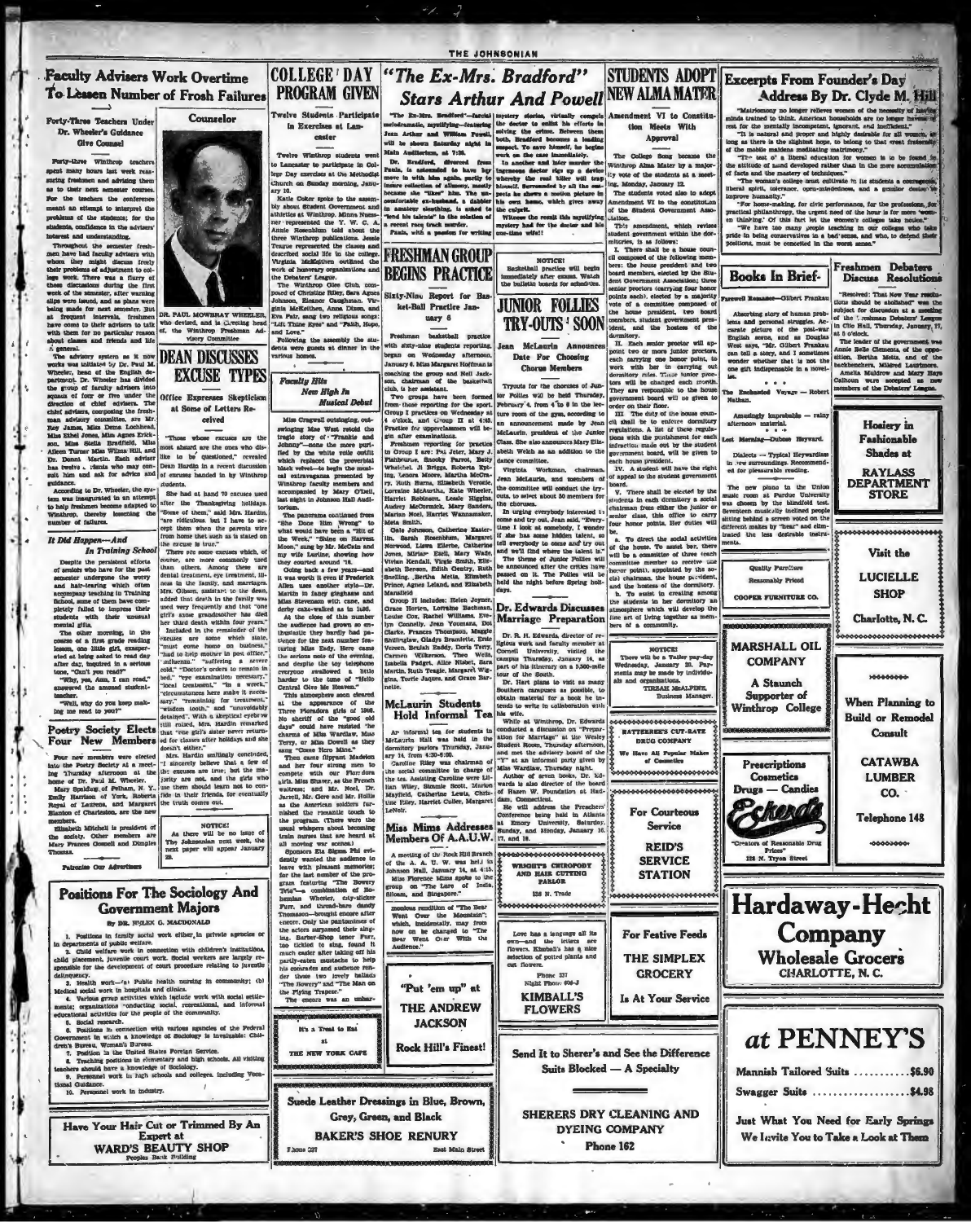# Faculty Advisers Work Overtime To Lessen Number of Frosh Failures

## Forty-Three Teachers Under Dr. Wheeler's Guidance Give Counsel

Forty-three Winthrop teachers spent many hours last week reassuring freshmen and advising them as to their next semester courses. For the teachers the conference meant an attempt to interpret the problems of the students; for the students, confidence in the advisers' interest and understanding.

Throughout the semester freshmen have had faculty advisers with whom they might discuss freely their problems of adjustment to college work. There was a flurry of these discussions during the first week of the semester, after warning slips were issued, and as plans were being made for next semester. But at frequent intervals, freshmen have come to their advisers to talk with them for no particular reason about classes and friends and life in general.

The advisory system as it now works was initiated by Dr. Paul M. Wheeler, head of the English department. Dr. Wheeler has divided the group of faculty advisers into squads of four or five under the direction of chief advisers. The chief advisers, composing the freshman advisory committee, are Mr. Roy James, Miss Dena Lochhead, Miss Ethel Jones, Miss Agnes Erickson, Miss Stella Bradfield, Miss Aileen Turner Miss Wilma Hill, and Dr. Donnis Martin. Each adviser has twelve ... ... ... ... ... ... advice and guidance.

According to Dr. Wheeler, the system was inaugurated in an attempt to help freshmen become adapted to Winthrop, thereby lessening the number of failures.

### Counselor

DR. PAUL MOWBRAY WHEELER, who devised, and is directing head of, the Winthrop Freshman Advisory Committee

## It Did Happen—And In Training School

Despite the persistent efforts of seniors who have for the past semester undergone the worry and hair-tearing which often accompany teaching in Training School, some of them have completely failed to impress their students with their unusual mental gifts.

The other morning, in the course of a first grade reading lesson, one little girl, exasperated at being asked to read day after day, inquired in a serious tone, "Can't you read?"

"Why, yes, Ann, I can read," answered the amused student-teacher.

"Well, why do you keep making me read to you?"

## Poetry Society Elects Four New Members

Four new members were elected into the Poetry Society at a meeting Thursday afternoon at the home of Dr. Paul M. Wheeler. Mary Spalding of Pelham, N. Y., Emily Harrison of York, Roberta Royal of Laurens, and Margaret Blanton of Charleston, are the new members.

Elizabeth Mitchell is president of the society. Other members are Mary Frances Gossell and Dimples Thomas.

Patronize Our Advertisers

# DEAN DISCUSSES EXCUSE TYPES

## Office Expresses Skepticism at Some of Letters Received

"Those whose excuses are the most absurd are the ones who dislike to be questioned," revealed Dean Hardin in a recent discussion of excuses handed in by Winthrop students.

She had at hand 70 excuses used after the Thanksgiving holidays. "Some of them," said Mrs. Hardin, "are ridiculous but I have to accept them when the parents wire from home that such as is stated on the excuse is true."

There are some excuses which, of course, are more commonly used than others. Among these are dental treatment, eye treatment, illness in the family, and marriages. Mrs. Gibson, assistant to the dean, added that death in the family was used very frequently and that "one girl's same grandmother has died her third death within four years."

Included in the remainder of the excuses are some which state, "must come home on business," "had to help mother in post office," "influenza," "suffering a severe cold," "Doctor's orders to remain in bed," "eye examination necessary," "local treatment," "in a wreck," "circumstances have made it necessary," "remaining for treatment," "wisdom tooth," and "unavoidably detained". With a skeptical eyebrow still raised, Mrs. Hardin remarked that "one girl's sister never returned for classes after holidays and she doesn't either."

Mrs. Hardin smilingly concluded, "I sincerely believe that a few of the excuses are true; but the majority are not, and the girls who use them should learn not to confide in their friends, for eventually the truth comes out."

**NOTICE!**

As there will be no issue of The Johnsonian next week, the next paper will appear January 28.

# COLLEGE DAY PROGRAM GIVEN

## Twelve Students Participate in Exercises at Lancaster

Twelve Winthrop students went to Lancaster to participate in College Day exercises at the Methodist Church on Sunday morning, January 10.

Katie Coker spoke to the assembly about Student Government and athletics at Winthrop. Minna Nuessner represented the Y. W. C. A. Annie Rosenblum told about the three Winthrop publications. Jessie Teague represented the classes and described social life in the college. Virginia McKeithen outlined the work of honorary organizations and the Debaters' League.

The Winthrop Glee Club, composed of Christine Riley, Sara Agnes Johnson, Eleanor Caughman, Virginia McKeithen, Anna Dixon, and Eva Pate, sang two religious songs: "Lift Thine Eyes" and "Faith, Hope, and Love."

Following the assembly the students were guests at dinner in the various homes.

## Faculty Hits New High In Musical Debut

Miss Cragwall outdinging, out-swinging Mae West retold the tragic story of "Frankie and Johnny"—none the more purified by the white satin outfit which replaced the proverbial black velvet—to begin the musical extravaganza presented by Winthrop faculty members and accompanied by Mary O'Dell, last night in Johnson Hall Auditorium.

The panorama continued from "the Dude Has Wrong" to what would have been a "Hit of the Week," "Shine on Harvest Moon," sung by Mr. McColm and my wife Lurline, showing how they courted around '18.

Going back a few years—and it was worth it even if Frederick Allen uses another style—Dr. Marbin in fancy ginghams and Miss Stevenson with cane, and derby cake-walked as in 1836.

At the close of this number the audience had grown so enthusiastic they hardly had patience for the next number featuring Miss Eddy. Here came the serious note of the evening, and despite the toy telephone everyone swallowed a little harder to the tune of "Hello Central Give Me Heaven."

This atmosphere soon cleared at the appearance of the Three Floradora girls of 1898. No sheriff of the "good old days" could have resisted the charms of Miss Wardlaw, Miss Terry, or Miss Dowell as they sang "Come Here Mabel."

Then came flippant Madelon and her four strong men to compete with our Flora dora girls. Miss Shaver, as the French waitress; and Mr. Noel, Dr. Jarrell, Mr. Gore and Mr. Hollis as the American soldiers furnished the romantic touch to the program. (There were the usual whispers about becoming train nurses that are heard at all moving war scenes.)

Sponsors Eta Sigma Phi evidently wanted the audience to leave with pleasant memories; for the last number of the program featuring "The Bowery Trio"—a combination of Bohemian Wheeler, city-slicker Furr, and thread-bare dandy Thompson—brought encore after encore. Only the pantomimes of the actors surpassed their singing. Barber-shop tenor Furr, too tickled to sing, found it much easier after taking off his partly-eaten mustache to help his comrades and audience render these two lovely ballads "The Bowery" and "The Man on the Flying Trapeze."

The encore was an unbar-...

# "The Ex-Mrs. Bradford" Stars Arthur And Powell

"The Ex-Mrs. Bradford"—farcial melodramatic, mystifying—featuring Jean Arthur and William Powell, will be shown Saturday night in Main Auditorium, at 7:30.

Dr. Bradford, divorced from Paula, is astounded to have her move in with him again, partly to insure collection of alimony, mostly because she "likes" him. The uncomfortable ex-husband, a dabbler in amateur sleuthing, is asked to "lend his talents" in the solution of a recent race track murder.

Paula, with a passion for writing mystery stories, virtually compels the doctor to enlist his efforts in solving the crime. Between them both, Bradford becomes a leading suspect. To save himself, he begins work on the case immediately.

In another and later murder the ingenuous doctor rigs up a device whereby the real killer will trap himself. Surrounded by all the suspects he shows a motion picture in his own home, which gives away the culprit.

Witness the result this mystifying mystery had for the doctor and his one-time wife!

# FRESHMAN GROUP BEGINS PRACTICE

## Sixty-Nine Report for Basket-Ball Practice January 6

Freshman basketball practice with sixty-nine students reporting, began on Wednesday afternoon, January 6. Miss Margaret Hoffman is coaching the group and Nell Jackson, chairman of the basketball club, is her assistant.

Two groups have been formed from those reporting for the sport. Group I practices on Wednesday at 4 o'clock, and Group II at 4:45. Practice for upperclassmen will begin after examinations.

Freshmen reporting for practice in Group I are: Pat Jeter, Mary J. Fishburne, Snooky Parrot, Betty Whetchel, Jo Briggs, Roberta Wylling, Lenora Moore, Martha McCrary, Ruth Burns, Elizabeth Vercelle, Lorraine McAurthur, Kate Wheeler, Harriet Robinson, Louise Higgins, Audrey McCormick, Mary Sanders, Marian Noel, Harriet Wannamaker, Meta Smith,

Gale Johnson, Catherine Easterlin, Sarah Rosenblum, Margaret Norwood, Liena Elerbe, Catherine Jones, Miriam Estill, Mary Wade, Vivian Kendall, Virgie Smith, Elizabeth Benson, Edith Gentry, Ruth Snelling, Bertha Metts, Elizabeth Prince, Agnes Leland, and Elizabeth Mansfield.

Group II includes: Helen Joyner, Grace Horton, Lorraine Bachman, Louise Cox, Rachel Williams, Evelyn Connelly, Jean Youmans, Dot Clarke, Frances Thompson, Maggie Shillinglaw, Gladys Brantlette, Ernie Vereen, Beulah Eaddy, Doris Terry, Carmen Wilkerson, Theo Wells, Isabella Padget, Alice Niblet, Barbara Martin, Ruth Teagle, Margaret Wiggins, Torrie Jacques, and Grace Barnette.

## McLaurin Students Hold Informal Tea

An informal tea for students in McLaurin Hall was held in the dormitory parlors Thursday, January 14, from 4:30-6:00.

Caroline Riley was chairman of the social committee in charge of the tea. Assisting Caroline were Lillian Wiley, Simone Scott, Marion Mayfield, Catherine Lewis, Christine Elliott, Harriet Culler, Margaret LeNoir.

## Miss Mims Addresses Members Of A.A.U.W.

A meeting of the Rock Hill Branch of the A. A. U. W. was held in Johnson Hall, January 14, at 4:15. Miss Florence Mims spoke to the group on "The Lure of India, Siloam, and Singapore."

...monious rendition of "The Bear Went Over the Mountain"; which, incidentally, may from now on be changed to "The Bear Went Over With the Audience."

"Put 'em up" at

THE ANDREW JACKSON

Rock Hill's Finest!

It's a Treat to Eat at THE NEW YORK CAFE

Suede Leather Dressings in Blue, Brown, Grey, Green, and Black

BAKER'S SHOE RENURY

Phone 227 East Main Street

**NOTICE!**

Basketball practice will begin immediately after exams. Watch the bulletin boards for schedules.

# JUNIOR FOLLIES TRY-OUTS SOON

## Jean McLaurin Announces Date For Choosing Chorus Members

Tryouts for the choruses of Junior Follies will be held Thursday, February 4, from 4 to 6 in the lecture room of the gym, according to an announcement made by Jean McLaurin, president of the Junior Class. She also announces Mary Elizabeth Welch as an addition to the dance committee.

Virginia Workman, chairman, Jean McLaurin, and members of the committee will conduct the tryouts, to select about 50 members for the choruses.

In urging everybody interested to come and try out, Jean said, "Everytime I look at somebody, I wonder if she has some hidden talent, so tell everybody to come and try out and we'll find where the talent is."

The theme of Junior Follies will be announced after the critics have passed on it. The Follies will be held the night before Spring holidays.

## Dr. Edwards Discusses Marriage Preparation

Dr. R. H. Edwards, director of religious work and faculty member at Cornell University, visited the campus Thursday, January 14, as part of his itinerary on a 5,000-mile tour of the South.

Dr. Hart plans to visit as many Southern campuses as possible, to obtain material for a book he intends to write in collaboration with his wife.

While at Winthrop, Dr. Edwards conducted a discussion on "Preparation for Marriage" at the Wesley Student Room, Thursday afternoon, and met the advisory board of the "Y" at an informal party given by Miss Wardlaw, Thursday night.

Author of seven books, Dr. Edwards is also director of the board of Hazen W. Foundation at Haddam, Connecticut.

He will address the Preachers' Conference being held in Atlanta at Emory University, Saturday, Sunday, and Monday, January 16, 17, and 18.

WRIGHT'S CHIROPODY AND HAIR CUTTING PARLOR

126 N. Trade

Love has a language all its own—and the letters are flowers. Kimball's has a nice selection of potted plants and cut flowers.

Phone 337

Night Phone: 606-J

KIMBALL'S FLOWERS

Send It to Sherer's and See the Difference

Suits Blocked — A Specialty

SHERERS DRY CLEANING AND DYEING COMPANY

Phone 162

# STUDENTS ADOPT NEW ALMA MATER

## Amendment VI to Constitution Meets With Approval

The College Song became the Winthrop Alma Mater by a majority vote of the students at a meeting, Monday, January 12.

The students voted also to adopt Amendment VI to the constitution of the Student Government Association.

This amendment, which revises student government within the dormitories, is as follows:

I. There shall be a house council composed of the following members: the house president and two board members, elected by the Student Government Association; three senior proctors (carrying four honor points each), elected by a majority vote of a committee composed of the house president, two board members, student government president, and the hostess of the dormitory.

II. Each senior proctor will appoint two or more junior proctors, each carrying one honor point, to work with her in carrying out dormitory rules. These junior proctors will be changed each month. They are responsible to the house government board will be given to order on their floor.

III. The duty of the house council shall be to enforce dormitory regulations. A list of these regulations with the punishment for each infraction made out by the student government board, will be given to each house president.

IV. A student will have the right of appeal to the student government board.

V. There shall be elected by the students in each dormitory a social chairman from either the junior or senior class, this office to carry four honor points. Her duties will be:

a. To direct the social activities of the house. To assist her, there will be a committee of three (each committee member to receive one honor point), appointed by the social chairman, the house president, and the hostess of the dormitory.

b. To assist in creating among the students in her dormitory an atmosphere which will develop the fine art of living together as members of a community.

**NOTICE!**

There will be a Tatler pay-day Wednesday, January 20. Payments may be made by individuals and organizations.

TIRZAH McALPINE, Business Manager.

BATTERREE'S CUT-RATE DRUG COMPANY

We Have All Popular Makes of Cosmetics

For Courteous Service

REID'S SERVICE STATION

For Festive Feeds

THE SIMPLEX GROCERY

Is At Your Service

# Excerpts From Founder's Day Address By Dr. Clyde M. Hill

"Matrimony no longer relieves women of the necessity of having minds trained to think. American households are no longer havens of rest for the mentally incompetent, ignorant, and inefficient."

"It is natural and proper and highly desirable for all women, so long as there is the slightest hope, to belong to that great fraternity of the mobile maidens meditating matrimony."

"The test of a liberal education for women is to be found in the attitude of mind developed rather than in the mere accumulation of facts and the mastery of techniques."

"The woman's college must cultivate in its students a courageous liberal spirit, tolerance, open-mindedness, and a genuine desire to improve humanity."

"For home-making, for civic performance, for the professions, for practical philanthropy, the urgent need of the hour is for more women thinking.' Of this fact let the women's colleges take notice."

"We have too many people teaching in our colleges who take pride in being conservatives in a bad sense, and who, to defend their positions, must be concealed in the worst sense."

## Books In Brief

**Farewell Romance—Gilbert Frankau**

Absorbing story of human problems and personal struggles. Accurate picture of the post-war English scene, and as Douglas West says, "Mr. Gilbert Frankau can tell a story, and I sometimes wonder whether that is not the one gift indispensable in a novelist."

\* \* \*

**The Enchanted Voyage — Robert Nathan.**

Amusingly improbable — rainy afternoon material.

\* \* \*

**Lost Morning—Dubose Heyward.**

Dialects — Typical Heywardism in new surroundings. Recommended for pleasurable reading.

\* \* \*

The new piano in the Union music room at Purdue University was chosen by the blindfold test. Seventeen musically inclined people sitting behind a screen voted on the different makes by "hear" and eliminated the less desirable instruments.

## Freshmen Debaters Discuss Resolutions

"Resolved: That New Year resolutions should be abolished" was the subject for discussion at a meeting of the Freshmen Debaters' League in Clio Hall, Thursday, January 17, at 5 o'clock.

The leader of the government was Annie Belle Clements, of the opposition, Bertha Metts, and of the backbenchers, Mildred Lawrimore, Amelia Muldrow and Mary Kay Calhoun were accepted as new members of the Debaters' League.

Hosiery in Fashionable Shades at

RAYLASS DEPARTMENT STORE

Quality Furniture

Reasonably Priced

COOPER FURNITURE CO.

Visit the

LUCIELLE SHOP

Charlotte, N. C.

MARSHALL OIL COMPANY

A Staunch Supporter of Winthrop College

When Planning to Build or Remodel Consult

CATAWBA LUMBER CO.

Telephone 148

Prescriptions

Cosmetics

Drugs — Candies

Eckerd's

"Creators of Reasonable Drug Prices"

128 N. Tryon Street

Hardaway-Hecht Company

Wholesale Grocers

CHARLOTTE, N. C.

at PENNEY'S

Mannish Tailored Suits ........... $6.90

Swagger Suits ................... $4.98

Just What You Need for Early Springs

We Invite You to Take a Look at Them

# Positions For The Sociology And Government Majors

BY DR. HELEN G. MACDONALD

1. Positions in family social work either in private agencies or in departments of public welfare.
2. Child welfare work in connection with children's institutions, child placement, juvenile court work. Social workers are largely responsible for the development of court procedure relating to juvenile delinquency.
3. Health work—(a) Public health nursing in community; (b) Medical social work in hospitals and clinics.
4. Various group activities which include work with social settlements; organizations conducting social, recreational, and informal educational activities for the people of the community.
5. Social research.
6. Positions in connection with various agencies of the Federal Government in which a knowledge of Sociology is invaluable: Children's Bureau, Woman's Bureau.
7. Position in the United States Foreign Service.
8. Teaching positions in elementary and high schools. All visiting teachers should have a knowledge of Sociology.
9. Personnel work in high schools and colleges, including Vocational Guidance.
10. Personnel work in industry.

Have Your Hair Cut or Trimmed By An Expert at

WARD'S BEAUTY SHOP

Peoples Bank Building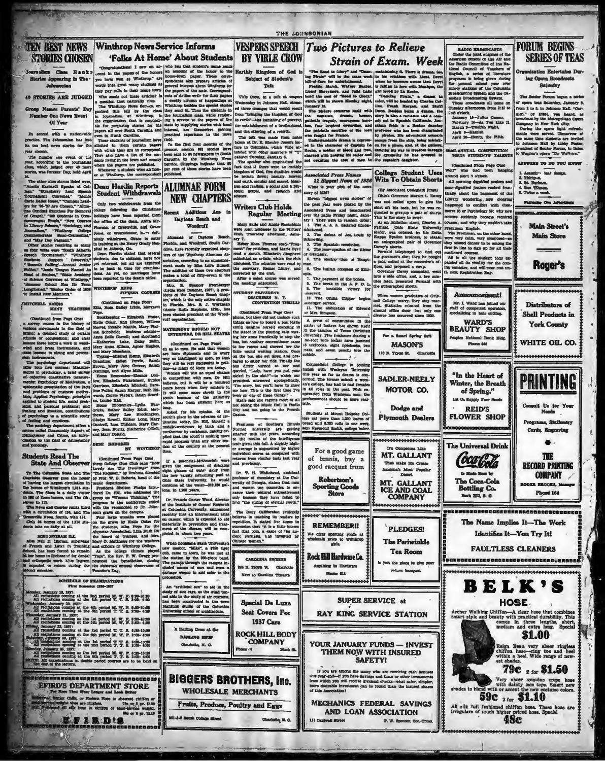# TEN BEST NEWS STORIES CHOSEN

## Journalism Class Ranks Stories Appearing In The Johnsonian

### 49 STORIES ARE JUDGED

### Group Names Parents' Day Number One News Event Of Year

In accord with a nation-wide practice, The Johnsonian has had its ten best news stories for the year chosen.

The number one event of the year, according to the journalism class, which judged over 49 news stories, was Parents' Day, held April 18.

The other nine stories listed were, "Amelia Earhardt Speaks at College," "Strawberry Leaf Speech Tournament Convenes," "Monte Carlo Ballet Here," "Campus Leaders for '36-'37 Are Chosen," "Alumnae Conduct Exercises For Renewal of Chapel," "269 Students in Commencement Finals," "New Courses in Library Science," "Sociology, and Journalism," "Winthrop College Commemorates Semi-Centennial," and "May Day Pageant."

Other stories receiving as many as four votes were "South Atlantic Speech Tournament," "Winthrop Students Support Roosevelt," "Smooth Sailing—Annual Junior Follies," "Jessie Teague Named As Head of Seniors," "Strafe Academy of Science Convenes at Winthrop," "Summer School Has Its Term Lengthened," "Senior Order of 1938 to Install New Members."

## MITCHELL NAMES MANY TEACHERS

(Continued from Page One)

a survey course in the history of various movements in the field of music; a detailed study of certain schools of composition; and class lessons three hours a week in woodwind and brass instruments, and class lessons in string and percussion instruments.

The psychology department will offer four new courses: Measurements in psychology, a brief survey of objective quantitative measurements; Psychology of Motivation, a systematic presentation of the facts and problems of business motivation; Applied Psychology, principles applied to student life, social problems, and personal problems; and Feeling and Emotion, contributions of psychology to a scientific study of feeling and emotions.

The sociology department offers a course called Community Aspects of Delinquency and Crime, an introduction to the field of delinquency and penology.

## Students Read The State And Observer

To The Columbia State and The Charlotte Observer goes the honor of having the largest circulation in the dormitories of Winthrop's 1,314 students. The State is a daily visitor to 365 of these homes, and The Observer to 178.

The News and Courier ranks third with a circulation of 134, and The Greenville News, fourth, with 114.

Only 34 homes of the 1,314 students take no daily at all.

## MISS INGRAM ILL

Miss Nell D. Ingram, supervisor of French and Latin in Training School, has been forced to remain at her home in Richmond for dental and orthopedic work. Miss Ingram is expected to return during the second semester.

## SCHEDULE OF EXAMINATIONS

### First Semester 1936-1937

Monday, January 18, 1937:
All recitations coming at the 3rd period M. W. F. 8:30-10:30
All recitations coming at the 4th period T. T. S. 2:00- 4:00

Wednesday, January 20, 1937:
All recitations coming at the 4th period M. W. F. 8:30-10:30
All recitations coming at the 6th period T. T. S. 2:00- 4:00

Thursday, January 21, 1937:
All recitations coming at the 1st period M. W. F. 8:30-10:30
All recitations coming at the 2nd period T. T. S. 2:00- 4:00

Friday, January 22, 1937:
All recitations coming at the 2nd period M. W. F. 8:30-10:30
All recitations coming at the 6th period M. W. F. 2:00- 4:00

Saturday, January 23, 1937:
All recitations coming at the 1st period T. T. S. 8:30-10:30
All recitations coming at the 3rd period T. T. S. 2:00- 4:00

Monday, January 25, 1937:
All recitations coming at the 3rd period M. W. F. 8:30-10:30
All recitations coming at the 5th period T. T. S. 2:00- 4:00

NOTE: All examinations in double period courses are to be held on the first day of the lecture.

---

**EFIRD'S DEPARTMENT STORE**

For Hose That Wear Longer and Look Better

... Bunker Chiffon, or Hudson Hose in sheerest chiffon or ... weight that are ringless. 79c or 2 pr. $1.50 ... all silk hose in chiffon or semi-service weight. 98c or 2 pr. $1.85

**EFIRD'S**

---

# Winthrop News Service Informs 'Folks At Home' About Students

"Congratulations! I saw an account in the papers of the honors you have won at Winthrop," are words that greet many students as they pay calls in their home towns.

Who sends out these articles? is a question that naturally rises.

The Winthrop News Service, organized this fall by the class in journalism at Winthrop, is the organization that is responsible for preparing stories for the papers all over South Carolina and even in North Carolina.

These students of journalism have allotted to them certain papers with which they are to correspond. They also have a list of the students living in the town and county where the papers are published.

Whenever a student wins an honor at Winthrop, the correspondent who has that student's name sends an account of the honor to the home-town paper. These correspondents also prepare articles of general interest about Winthrop for the papers of the state. Correspondents of dailies write for their papers a weekly column of happenings at Winthrop besides the special stories they send in. Thus the students in the journalism class, while rendering a service to the papers of the state by supplying stories with local interest, are themselves gaining practical experience in the news field.

In the first four months of the present session 661 stories have been sent to 34 newspapers in South Carolina by the Winthrop News Service. Clippings indicate that 80 per cent of these stories have been published.

## Dean Hardin Reports Student Withdrawals

Only two withdrawals from the college following the Christmas holidays have been reported from the office of the dean. Anita McPherson, of Greenville, and Grace Jones, of Westminster, have definitely withdrawn, Grace to enter in training at the Henry Grady Hospital in Atlanta, Ga.

Dean Hardin stated that several students, due to sickness, have not yet returned, but all are expected to be back in time for examinations. As yet, no marriages have been reported to the dean's office.

## WINTHROP ADDS FIFTEEN COURSES

(Continued on Page Four)

Ellis, Rosa Bailey Little, Margaret Pope.

Bookkeeping — Elizabeth Foster, Katie Coker, Ann Hinson, Willena Reeves, Rosalie Mathis, Mary Watson Schofield; business science—Anna Belle Carroll; and shorthand—Katherine Lake, Daisy Bollin, Mary Anna Ellison, Agnes Hughes, and Mary Meacham.

Typing—Mildred Kemp, Elizabeth Grantling, Helen Perrin, Sarah Brown, Mary Jane Greene, Sarah Jennings, and Alyce Mills.

Home Economics—Eleanor Ludlow, Elizabeth Pickelsimer, Eunice Garrison, Elizabeth Mitchell, Caroline Fuller, Sarah Harper, Nell Edwards, Carrie Waters, Helen Beardon, Louise Hall.

Home Economics—Lydia Hendricks, Esther Bailey, Edith Matthews, Mary Lee Brockington, Gladys Rowell, Esther Long, Mary Cantrell, Inez Childers, Mary Harney, Jean Norris, Katherine O'Dell, and Mary Donald.

## DEBS HONORED BY WINTHROP

(Continued From Page One)

throp College Glee Club sang "How Lovely Are Thy Dwellings" from "The Requiem," by Brahms, directed by Prof. W. B. Roberts, head of the music department.

President Shelton Phelps introduced Dr. Hill, who addressed the group on "Woman Thinking." The program in the auditorium ended with the recessional to Dr. Johnson's grave on the campus.

Four large wreaths were placed on the grave by Katie Coker for the students, Miss Pope for the Alumnae Association, Lillia Bush for the board of trustees, and Mrs. Mary O. Matthews for the teachers and officers of Winthrop College.

As the college chimes played "Taps", the Rev. F. W. Gregg pronounced the benediction, closing the sixteenth annual observance of Founder's Day.

# ALUMNAE FORM NEW CHAPTERS

## Recent Additions Are in Daytona Beach and Woodruff

Alumnae of Daytona Beach, Florida, and Woodruff, South Carolina, have recently organized chapters of the Winthrop Alumnae Association, according to an announcement made by Miss Leila Russell. The addition of these two chapters make a total of fifty-seven in the organization.

Mrs. H. Spencer Fromberger (Lydia Scott Boucher, 1927), is president of the Daytona Beach chapter, which is the only active chapter in Florida. Mrs. J. A. Workman (Annie Ruth Stephens, 1928), has been elected president of the Woodruff organization.

## MATRIMONY SHOULD NOT INTERFERE, DR HILL STATES

(Continued on Page Four)

on as to men. He said that women are born diplomats and in every way as intelligent as men, so that they will be very successful in politics—as many of them are today.

Women will win an equal chance in competition with men. Dr. Hill believes, but it will be a hundred years hence when they achieve it. It will come more slowly in the south because of the gallantry which has been existent here so long.

Asked for his opinion of the south's place in the advance of civilization today, Dr. Hill, himself a middle-westerner by birth and a northerner by residence, quickly replied that the south's making more rapid progress than any other section of the country at the present time.

If a potential-Methuselah were given the assignment of drinking eight glasses of water daily from the two varsity swimming pools at Ohio State University, he would consume all the water—319,180 gallons, in 1,360 years.

Dr. Francis Carter Wood, director of the Institute of Cancer Research at Columbia University, announced recently that an international atlas on cancer, which is expected to aid materially in prevention and treatment of the disease, will be completed in about two years.

When Louisiana State University's new mascot, "Mike", a $750 tiger cub, came to town, he was met at the station by the 200-piece band. The parade through the campus included scores of cars and even a garbage wagon to add color to the procession.

An "artificial sun" to aid in the study of sun rays, as the wind tunnel aids in the study of air currents, has been constructed in the town planning studio of the Columbia University school of architecture.

---

**A Darling Dress at the DARLING SHOP**
Charlotte, N. C.

---

**BIGGERS BROTHERS, Inc.**
WHOLESALE MERCHANTS
Fruits, Produce, Poultry and Eggs
301-3-5 South College Street — Charlotte, N. C.

---

# VESPERS SPEECH BY VIRLE CROW

## Earthly Kingdom of God is Subject of Student's Talk

Virle Crow, in a talk at vespers Wednesday in Johnson Hall, stressed three changes that would result from "bringing the kingdom of God to earth"—the banishing of poverty, the establishment of a brotherhood, and the offering of a rebirth.

The talk was made from notes taken at Dr. E. Stanley Jones's lecture in Columbia, which Virle attended with other members of "Y" cabinet Tuesday, January 5.

The speaker also emphasized the fact that if there were an earthly kingdom of God, five dualities would be broken down; namely, heaven and earth, secular and sacred, idealism and realism, a social and a personal gospel, and religion and science.

## Writers Club Holds Regular Meeting

Mary Salle and Annie Rosenblum were joint hostesses to the Writers' Club, Thursday afternoon, January 7.

Heber Rhea Thomas read "Fragment" for criticism, and Marie Byrd read a sketch. Elizabeth Shepherd submitted an article, which the club discussed. The minutes were read by the secretary, Honor Linley, and corrected by the club.

After a salad course was served the meeting adjourned.

## STUDENT PRESIDENT DESCRIBES N. Y. CONVENTION THRILLS

(Continued From Page One)

phone, but they did not include such things as how to board a bus. Katie could imagine herself standing in the street in the pouring rain waving her arms frantically to stop the bus, but another conventioner came to her rescue and showed her the little round waiting station. Once on the bus, she sat down and prepared to enjoy her ride. Finally the bus driver turned to her and queried, "Lady, have you put your nickel in the slot?"—to which our president answered apologetically, "I'm sorry, but you'll have to show me how. This is the first time I've been on one of these things."

Katie said she regrets most of all not seeing the Music Hall in Radio City and not going to the French Casino.

Freshmen at Southern Illinois Normal University are getting smarter with the years, according to the results of the intelligence tests given this fall. A slightly higher average is augmented by higher individual scores as compared with returns from similar tests last year and previously.

Dr. T. H. Whitehead, assistant professor of chemistry at the University of Georgia, claims that men and women use cosmetics to enhance their natural attractiveness only because they have failed to find "the spring of eternal youth."

The Daily Californian evidently believes in teaching its readers by repetition. It stated five times in succession that "it is a little known fact that polo, a game of the ancient Persians, was invented by Chinese women."

---

**CAROLINA SWEETS**
224 N. Tryon St. Charlotte
Next to Carolina Theatre

---

**Special De Luxe Seat Covers For 1937 Cars**
**ROCK HILL BODY COMPANY**
Phone 14 — Black St.

---

# Two Pictures to Relieve Strain of Exam. Week

"The Road to Glory" and "Dancing Pirate" will be the exam week bill-of-fare for entertainment.

Fredric March, Warner Baxter, Lionel Barrymore, and June Lang head the cast of "Road to Glory," which will be shown Monday night, January 18.

The picture concerns itself with the romance, drama, humor, pathetic tragedy, courageous heroism, fear inspired cowardice, and the patriotic sacrifice of the men who fought for France.

Understandable drama is expressed in the character of Captain La Roche, a soldier of blood and iron, charged with holding his sector and not counting the cost of men in maintaining it. There is drama, too, in his relations with Lieut. Denet when he becomes aware that Denet is falling in love with Monique, the girl loved by La Roche.

"Dancing Pirate," a drama in color, will be headed by Charles Collins, Frank Morgan, and Steffi Duna. Besides being a drama, the story is also a romance and a comedy set in Spanish California. Jonathan Pride is a Boston dancing professor who has been shanghaied by pirates. His adventures concern escape from the ship, being mistaken for a pirate, and, at the gallows, dancing his way to freedom through the sympathy he has aroused in the captain's daughter.

## Associated Press Names 11 Biggest News of 1936

What is your pick of the news story of 1936?

Eleven "biggest news stories" of the year were picked by the Associated Press and broadcasted over the radio Friday night, January 1. They were in random order:

1. The A. A. A. declared unconstitutional.
2. The defeat of Joe Louis by Schmeling.
3. The Spanish revolution.
4. The reoccupation of the Rhine by Germany.
5. The electrocution of Hauptman.
6. The Italian conquest of Ethiopia.
7. The payment of the bonus.
8. The break in the A. F. O. L.
9. The landslide victory for Roosevelt.
10. The China Clipper begins overseas service.
11. The abdication of Edward for Mrs. Simpson.

A germ of communism in the matter of lockers has shown itself on the campus of Texas Christian University. Five freshmen sharing a one-foot wide locker have jammed 15 textbooks, eight notebooks, two coats, and seven pencils into the cubicle.

Connecticut College is joining hands with Wesleyan University this year as far as drama is concerned. The former school, a woman's college, has had to cast females in all roles in the past. With cooperation from Wesleyan men, the performances should be more realistic.

Students at Mount Holyoke College eat more than 1,200 loaves of bread and 6,300 rolls in one week, says Raymond Smith, college baker.

## College Student Uses Wits To Obtain Shorts

(By Associated Collegiate Press)

Ohio's Governor Martin L. Davey was not called upon to give the shirt off his back, but he was requested to give up a pair of shorts. This is the story in brief:

As an initiation stunt, Charles A. Fernald, Ohio State University senior, was ordered, by his Delta Kappa Epsilon brothers, to obtain an autographed pair of Governor Davey's shorts.

Fernald telephoned to find out the governor's size; then he bought a pair, called at the executive's offices, and proposed a swap.

Governor Davey consented, went into a side office, and a few minutes later, presented Fernald with the autographed shorts.

When women graduates of Grinnell College marry, they stay married. Statistics released from the alumni office show that only one divorce has occurred since 1850.

---

**For a Smart Spring Suit**
**MASON'S**
110 N. Tryon St. Charlotte

---

**For a good game of tennis, buy a good racquet from**
**Robertson's Sporting Goods Store**

---

**REMEMBER!!**
We offer sporting goods at wholesale price to Winthrop girls.
**Rock Hill Hardware Co.**
Anything in Hardware
Phone 618

---

**SADLER-NEELY MOTOR CO.**
Dodge and Plymouth Dealers

---

**It's Companies Like MT. GALLANT That Make Ice Cream America's Most Popular Dessert**
**MT. GALLANT ICE AND COAL COMPANY**

---

**PLEDGES!**
The Periwinkle Tea Room
Is just the place to give your return banquet.

---

**SUPER SERVICE at RAY KING SERVICE STATION**

---

**YOUR JANUARY FUNDS — INVEST THEM NOW WITH INSURED SAFETY!**

If you are among the many who are receiving cash bonuses this year-end—if you have Savings and Loan or other investments from which you will receive dividend checks—what safer, simpler, more desirable investment can be found than the insured shares of this Association?

**MECHANICS FEDERAL SAVINGS AND LOAN ASSOCIATION**
111 Caldwell Street — F. W. Spencer, Sec.-Treas.

---

## RADIO BROADCASTS

Under the joint auspices of the American School of the Air and the Radio Committee of the National Council of Teachers of English, a series of literature programs is being given during the present school year over ninety stations of the Columbia Broadcasting System and the Canadian Broadcasting System.

These broadcasts all come on Tuesday afternoons, from 2:15 to 2:45 o'clock.

January 19—Julius Caesar.
February 16—As You Like It.
March 2—Twelfth Night.
April 6—Hamlet.
April 20—Henry, the Fifth.

## SEMI-ANNUAL COMPETITION TESTS STUDENTS' TALENTS

(Continued From Page One)

Wolf" who had been hanging around since 8 o'clock.

All morning dignified seniors and near-dignified juniors rushed frantically about the basement of the Library wondering how clogging happened to conflict with Commerce 25 or Psychology 20; why new courses suddenly became required courses; and why they couldn't take Freshman English.

The Freshmen, on the other hand, were very calm, very composed—as they missed dinner to be among the first in line to sign up for all their continued courses.

All in all the student body expended all its vitality for the coming semester, and will now rest until next Registration Day.

---

**Announcement!**
Mr. I. Ward has joined our staff of competent operators, specializing in hair cutting.
**WARD'S BEAUTY SHOP**
Peoples National Bank Bldg.
Phone 646

---

**"In the Heart of Winter, the Breath of Spring."**
Let Us Supply Your Needs
**REID'S FLOWER SHOP**

---

**The Universal Drink**
**Coca-Cola**
Is Made Here by
**The Coca-Cola Bottling Co.**
Rock Hill, S. C.

---

# FORUM BEGINS SERIES OF TEAS

## Organization Entertains During Opera Broadcasts Saturday

The Senior Forum began a series of opera teas Saturday, January 9, from 2 to 5, in Johnson Hall. "Carmen," by Bizet, was heard, as broadcast by the Metropolitan Opera Company in New York City.

During the opera light refreshments were served. Tomorrow at the same time students are invited to Johnson Hall by Libby Foster, president of Senior Forum, to listen to Wagner's opera "Die Walkure."

## ANSWERS TO DO YOU KNOW

1. Acanthus leaf design.
2. Thirty-a.
3. St. Barbara.
4. Sam Tilman.
5. Twice a week.

*Patronize Our Advertisers*

---

**Main Street's Main Store**
**Roger's**

---

**Distributors of Shell Products in York County**
**WHITE OIL CO.**

---

**PRINTING**
Consult Us for Your Needs
Programs, Stationery
Cards, Engraving
**THE RECORD PRINTING COMPANY**
ROGER BROOKS, Manager
Phone 164

---

**The Name Implies It—The Work Identifies It—You Try It!**
**FAULTLESS CLEANERS**

---

# BELK'S

**HOSE**

Archer Walking Chiffon—A clear hose that combines smart style and beauty with practical durability. This comes in three lengths, short, medium and extra long. Special **$1.00**

Reign Beau very sheer ringless chiffon hose—ring toe and heel within a heel. Wide range of newest shades. **79c 2 for $1.50**

Very sheer genuine crepe hose with dainty lace tops. Smart new shades to blend with or accent the new costume colors. **59c 2 for $1.10**

All silk full fashioned chiffon hose. These hose are irregulars of much higher priced hose. Special **48c**